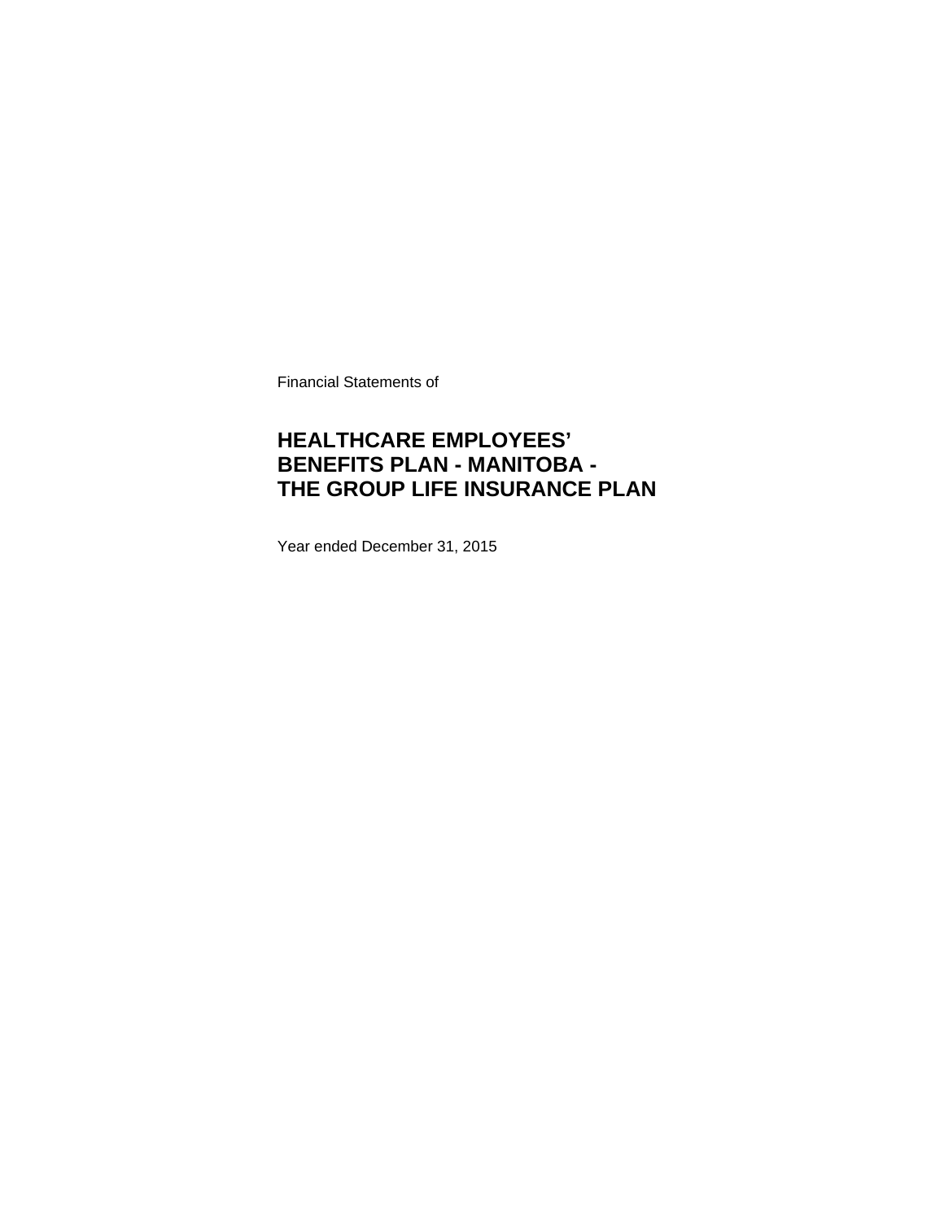Financial Statements of

# HEALTHCARE EMPLOYEES' BENEFITS PLAN - MANITOBA - THE GROUP LIFE INSURANCE PLAN

Year ended December 31, 2015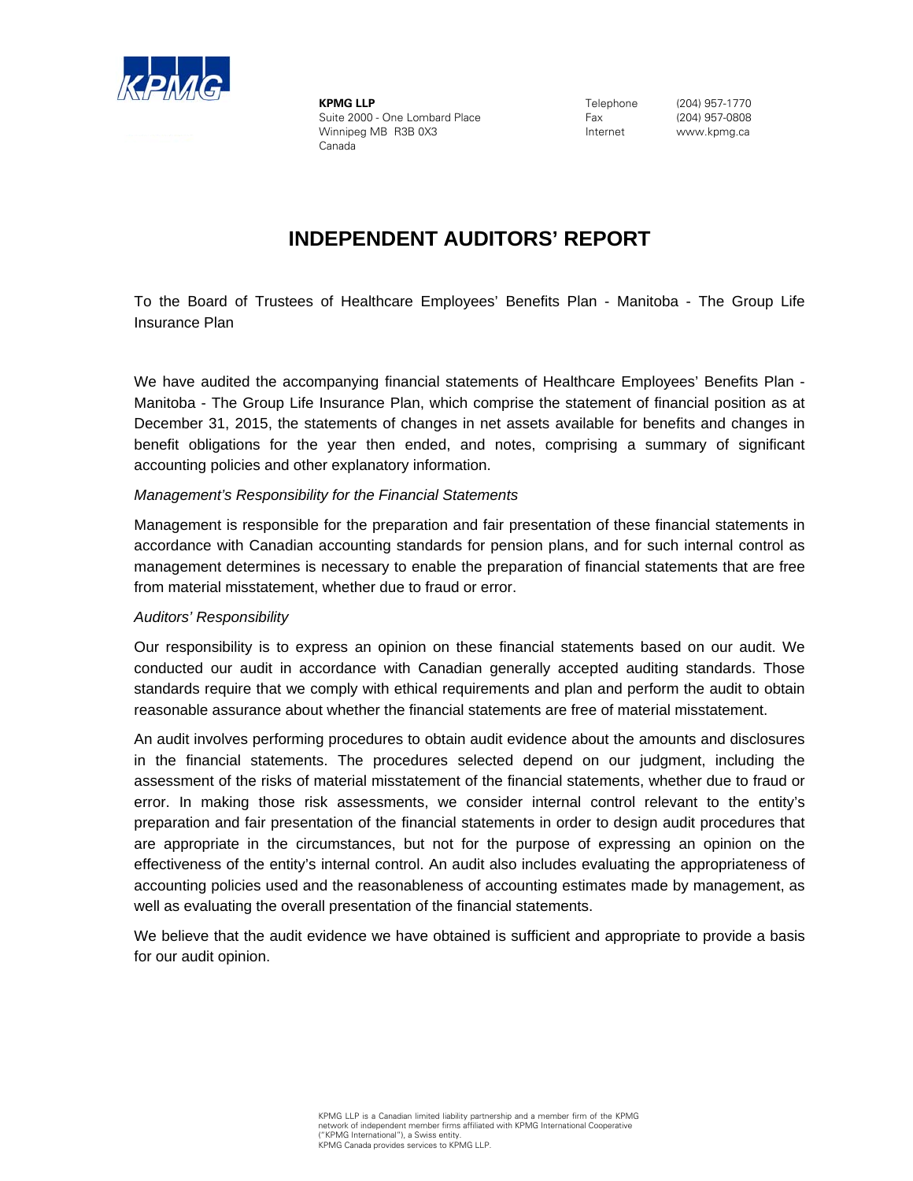**KPMG LLP**
Suite 2000 - One Lombard Place
Winnipeg MB R3B 0X3
Canada

Telephone (204) 957-1770
Fax (204) 957-0808
Internet www.kpmg.ca

# INDEPENDENT AUDITORS' REPORT

To the Board of Trustees of Healthcare Employees' Benefits Plan - Manitoba - The Group Life Insurance Plan

We have audited the accompanying financial statements of Healthcare Employees' Benefits Plan - Manitoba - The Group Life Insurance Plan, which comprise the statement of financial position as at December 31, 2015, the statements of changes in net assets available for benefits and changes in benefit obligations for the year then ended, and notes, comprising a summary of significant accounting policies and other explanatory information.

*Management's Responsibility for the Financial Statements*

Management is responsible for the preparation and fair presentation of these financial statements in accordance with Canadian accounting standards for pension plans, and for such internal control as management determines is necessary to enable the preparation of financial statements that are free from material misstatement, whether due to fraud or error.

*Auditors' Responsibility*

Our responsibility is to express an opinion on these financial statements based on our audit. We conducted our audit in accordance with Canadian generally accepted auditing standards. Those standards require that we comply with ethical requirements and plan and perform the audit to obtain reasonable assurance about whether the financial statements are free of material misstatement.

An audit involves performing procedures to obtain audit evidence about the amounts and disclosures in the financial statements. The procedures selected depend on our judgment, including the assessment of the risks of material misstatement of the financial statements, whether due to fraud or error. In making those risk assessments, we consider internal control relevant to the entity's preparation and fair presentation of the financial statements in order to design audit procedures that are appropriate in the circumstances, but not for the purpose of expressing an opinion on the effectiveness of the entity's internal control. An audit also includes evaluating the appropriateness of accounting policies used and the reasonableness of accounting estimates made by management, as well as evaluating the overall presentation of the financial statements.

We believe that the audit evidence we have obtained is sufficient and appropriate to provide a basis for our audit opinion.

KPMG LLP is a Canadian limited liability partnership and a member firm of the KPMG network of independent member firms affiliated with KPMG International Cooperative ("KPMG International"), a Swiss entity.
KPMG Canada provides services to KPMG LLP.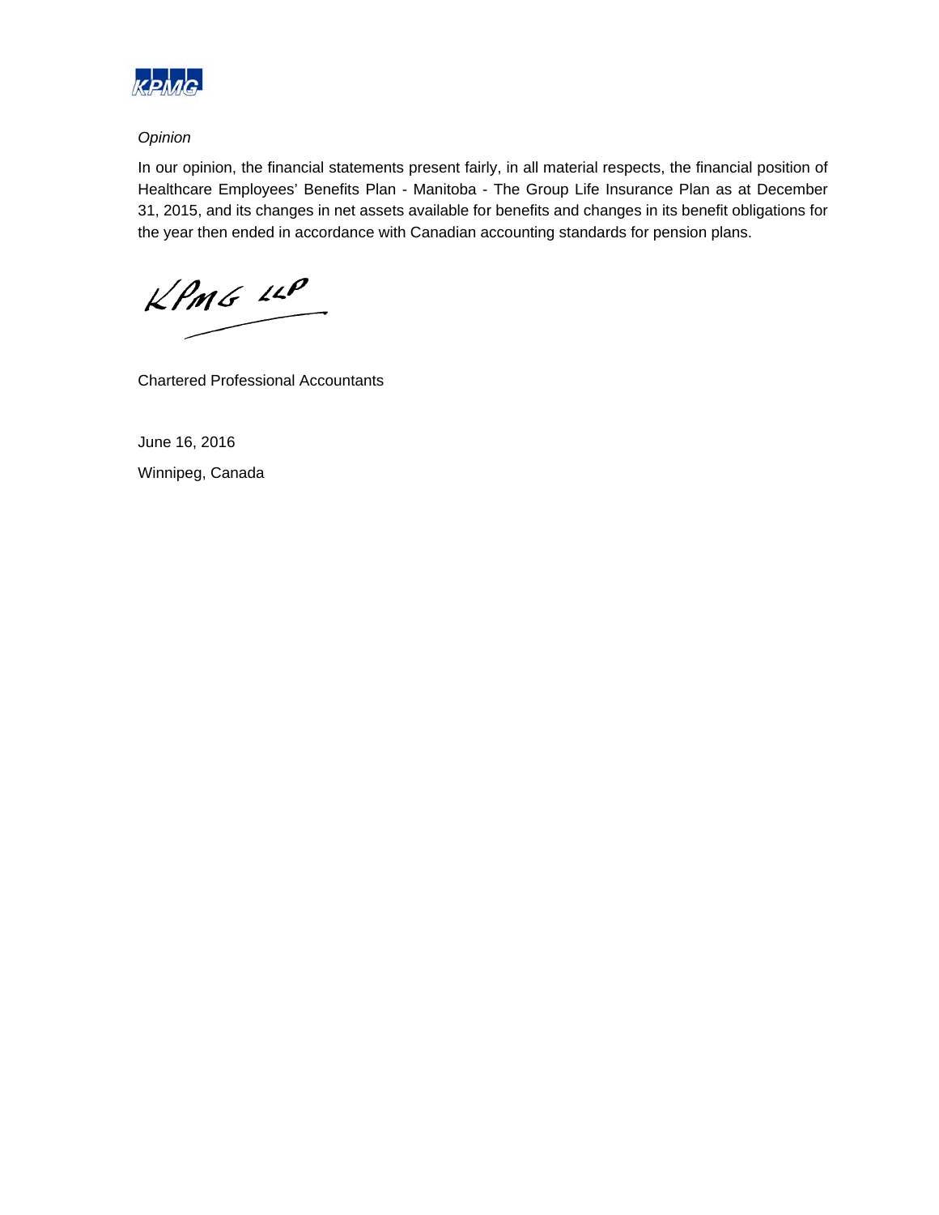*Opinion*

In our opinion, the financial statements present fairly, in all material respects, the financial position of Healthcare Employees' Benefits Plan - Manitoba - The Group Life Insurance Plan as at December 31, 2015, and its changes in net assets available for benefits and changes in its benefit obligations for the year then ended in accordance with Canadian accounting standards for pension plans.

KPMG LLP

Chartered Professional Accountants

June 16, 2016

Winnipeg, Canada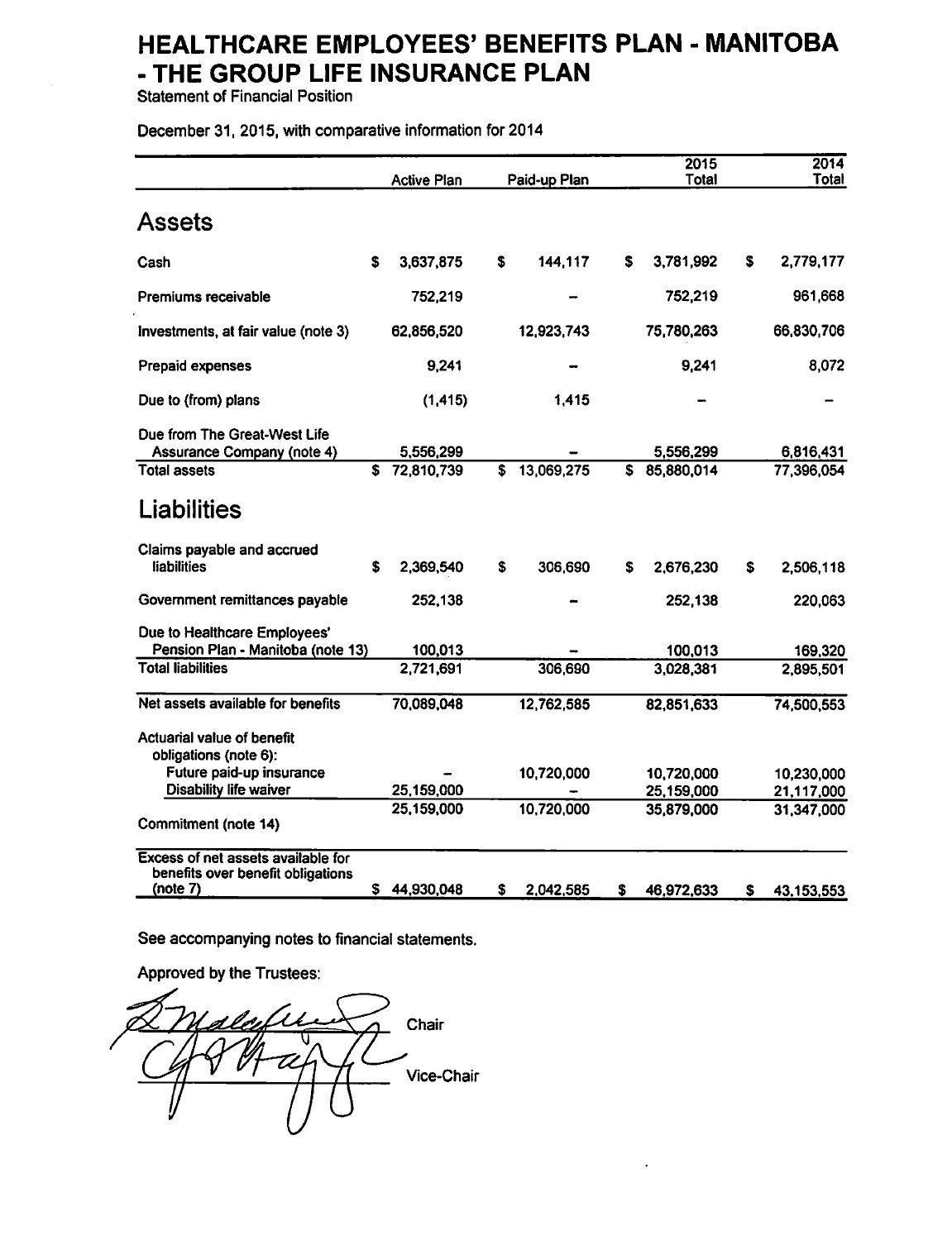# HEALTHCARE EMPLOYEES' BENEFITS PLAN - MANITOBA - THE GROUP LIFE INSURANCE PLAN

Statement of Financial Position

December 31, 2015, with comparative information for 2014

| | Active Plan | Paid-up Plan | 2015 Total | 2014 Total |
|---|---|---|---|---|
| **Assets** | | | | |
| Cash | $ 3,637,875 | $ 144,117 | $ 3,781,992 | $ 2,779,177 |
| Premiums receivable | 752,219 | – | 752,219 | 961,668 |
| Investments, at fair value (note 3) | 62,856,520 | 12,923,743 | 75,780,263 | 66,830,706 |
| Prepaid expenses | 9,241 | – | 9,241 | 8,072 |
| Due to (from) plans | (1,415) | 1,415 | – | – |
| Due from The Great-West Life Assurance Company (note 4) | 5,556,299 | – | 5,556,299 | 6,816,431 |
| Total assets | $ 72,810,739 | $ 13,069,275 | $ 85,880,014 | 77,396,054 |
| **Liabilities** | | | | |
| Claims payable and accrued liabilities | $ 2,369,540 | $ 306,690 | $ 2,676,230 | $ 2,506,118 |
| Government remittances payable | 252,138 | – | 252,138 | 220,063 |
| Due to Healthcare Employees' Pension Plan - Manitoba (note 13) | 100,013 | – | 100,013 | 169,320 |
| Total liabilities | 2,721,691 | 306,690 | 3,028,381 | 2,895,501 |
| Net assets available for benefits | 70,089,048 | 12,762,585 | 82,851,633 | 74,500,553 |
| Actuarial value of benefit obligations (note 6): | | | | |
| Future paid-up insurance | – | 10,720,000 | 10,720,000 | 10,230,000 |
| Disability life waiver | 25,159,000 | – | 25,159,000 | 21,117,000 |
| | 25,159,000 | 10,720,000 | 35,879,000 | 31,347,000 |
| Commitment (note 14) | | | | |
| Excess of net assets available for benefits over benefit obligations (note 7) | $ 44,930,048 | $ 2,042,585 | $ 46,972,633 | $ 43,153,553 |

See accompanying notes to financial statements.

Approved by the Trustees:

_________________ Chair

_________________ Vice-Chair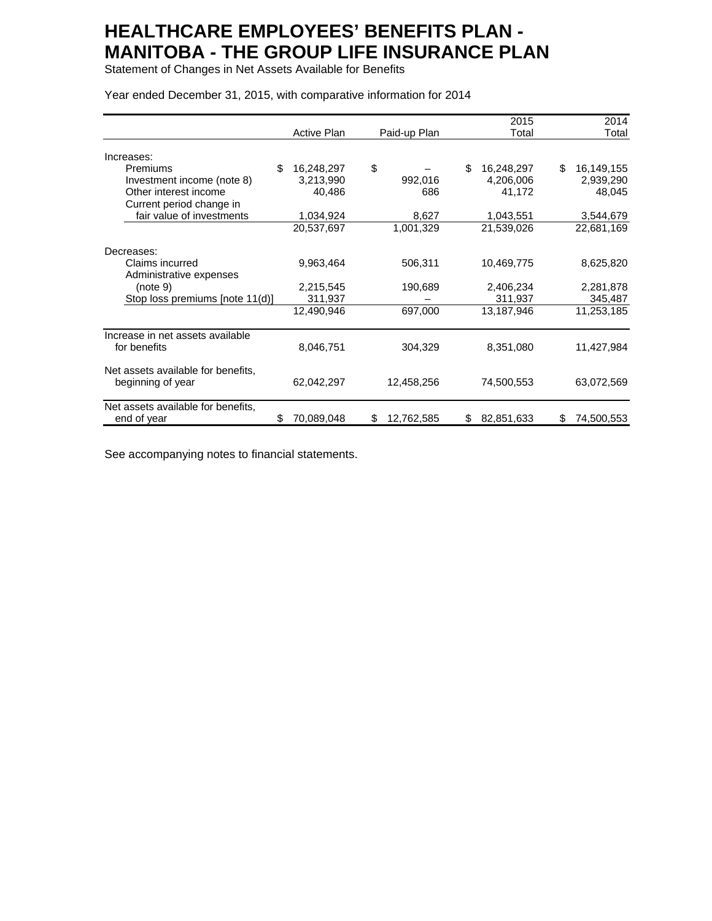# HEALTHCARE EMPLOYEES' BENEFITS PLAN - MANITOBA - THE GROUP LIFE INSURANCE PLAN

Statement of Changes in Net Assets Available for Benefits

Year ended December 31, 2015, with comparative information for 2014

| | Active Plan | Paid-up Plan | 2015 Total | 2014 Total |
|---|---|---|---|---|
| Increases: | | | | |
| Premiums | $ 16,248,297 | $ – | $ 16,248,297 | $ 16,149,155 |
| Investment income (note 8) | 3,213,990 | 992,016 | 4,206,006 | 2,939,290 |
| Other interest income | 40,486 | 686 | 41,172 | 48,045 |
| Current period change in fair value of investments | 1,034,924 | 8,627 | 1,043,551 | 3,544,679 |
| | 20,537,697 | 1,001,329 | 21,539,026 | 22,681,169 |
| Decreases: | | | | |
| Claims incurred | 9,963,464 | 506,311 | 10,469,775 | 8,625,820 |
| Administrative expenses (note 9) | 2,215,545 | 190,689 | 2,406,234 | 2,281,878 |
| Stop loss premiums [note 11(d)] | 311,937 | – | 311,937 | 345,487 |
| | 12,490,946 | 697,000 | 13,187,946 | 11,253,185 |
| Increase in net assets available for benefits | 8,046,751 | 304,329 | 8,351,080 | 11,427,984 |
| Net assets available for benefits, beginning of year | 62,042,297 | 12,458,256 | 74,500,553 | 63,072,569 |
| Net assets available for benefits, end of year | $ 70,089,048 | $ 12,762,585 | $ 82,851,633 | $ 74,500,553 |

See accompanying notes to financial statements.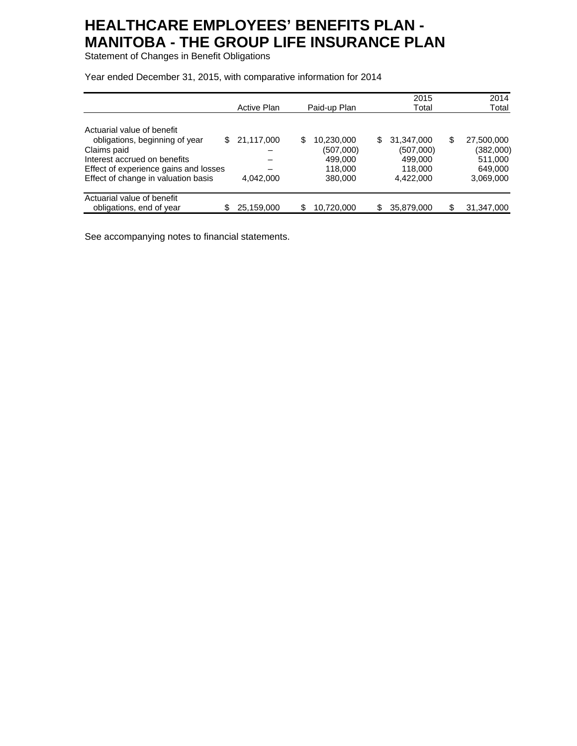# HEALTHCARE EMPLOYEES' BENEFITS PLAN - MANITOBA - THE GROUP LIFE INSURANCE PLAN

Statement of Changes in Benefit Obligations

Year ended December 31, 2015, with comparative information for 2014

| | Active Plan | Paid-up Plan | 2015 Total | 2014 Total |
|---|---|---|---|---|
| Actuarial value of benefit obligations, beginning of year | $ 21,117,000 | $ 10,230,000 | $ 31,347,000 | $ 27,500,000 |
| Claims paid | – | (507,000) | (507,000) | (382,000) |
| Interest accrued on benefits | – | 499,000 | 499,000 | 511,000 |
| Effect of experience gains and losses | – | 118,000 | 118,000 | 649,000 |
| Effect of change in valuation basis | 4,042,000 | 380,000 | 4,422,000 | 3,069,000 |
| Actuarial value of benefit obligations, end of year | $ 25,159,000 | $ 10,720,000 | $ 35,879,000 | $ 31,347,000 |

See accompanying notes to financial statements.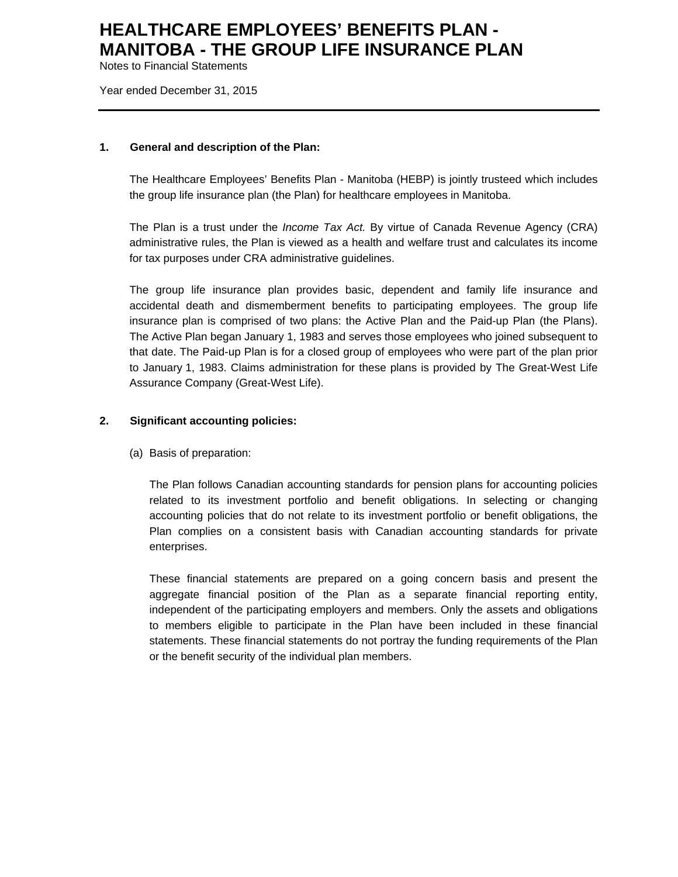# HEALTHCARE EMPLOYEES' BENEFITS PLAN - MANITOBA - THE GROUP LIFE INSURANCE PLAN

Notes to Financial Statements

Year ended December 31, 2015

---

## 1. General and description of the Plan:

The Healthcare Employees' Benefits Plan - Manitoba (HEBP) is jointly trusteed which includes the group life insurance plan (the Plan) for healthcare employees in Manitoba.

The Plan is a trust under the *Income Tax Act.* By virtue of Canada Revenue Agency (CRA) administrative rules, the Plan is viewed as a health and welfare trust and calculates its income for tax purposes under CRA administrative guidelines.

The group life insurance plan provides basic, dependent and family life insurance and accidental death and dismemberment benefits to participating employees. The group life insurance plan is comprised of two plans: the Active Plan and the Paid-up Plan (the Plans). The Active Plan began January 1, 1983 and serves those employees who joined subsequent to that date. The Paid-up Plan is for a closed group of employees who were part of the plan prior to January 1, 1983. Claims administration for these plans is provided by The Great-West Life Assurance Company (Great-West Life).

## 2. Significant accounting policies:

(a) Basis of preparation:

The Plan follows Canadian accounting standards for pension plans for accounting policies related to its investment portfolio and benefit obligations. In selecting or changing accounting policies that do not relate to its investment portfolio or benefit obligations, the Plan complies on a consistent basis with Canadian accounting standards for private enterprises.

These financial statements are prepared on a going concern basis and present the aggregate financial position of the Plan as a separate financial reporting entity, independent of the participating employers and members. Only the assets and obligations to members eligible to participate in the Plan have been included in these financial statements. These financial statements do not portray the funding requirements of the Plan or the benefit security of the individual plan members.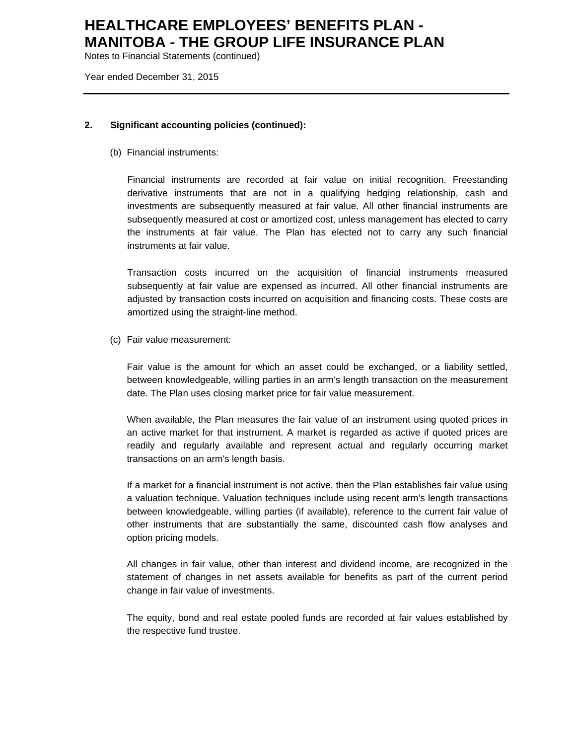## 2. Significant accounting policies (continued):

(b) Financial instruments:

Financial instruments are recorded at fair value on initial recognition. Freestanding derivative instruments that are not in a qualifying hedging relationship, cash and investments are subsequently measured at fair value. All other financial instruments are subsequently measured at cost or amortized cost, unless management has elected to carry the instruments at fair value. The Plan has elected not to carry any such financial instruments at fair value.

Transaction costs incurred on the acquisition of financial instruments measured subsequently at fair value are expensed as incurred. All other financial instruments are adjusted by transaction costs incurred on acquisition and financing costs. These costs are amortized using the straight-line method.

(c) Fair value measurement:

Fair value is the amount for which an asset could be exchanged, or a liability settled, between knowledgeable, willing parties in an arm's length transaction on the measurement date. The Plan uses closing market price for fair value measurement.

When available, the Plan measures the fair value of an instrument using quoted prices in an active market for that instrument. A market is regarded as active if quoted prices are readily and regularly available and represent actual and regularly occurring market transactions on an arm's length basis.

If a market for a financial instrument is not active, then the Plan establishes fair value using a valuation technique. Valuation techniques include using recent arm's length transactions between knowledgeable, willing parties (if available), reference to the current fair value of other instruments that are substantially the same, discounted cash flow analyses and option pricing models.

All changes in fair value, other than interest and dividend income, are recognized in the statement of changes in net assets available for benefits as part of the current period change in fair value of investments.

The equity, bond and real estate pooled funds are recorded at fair values established by the respective fund trustee.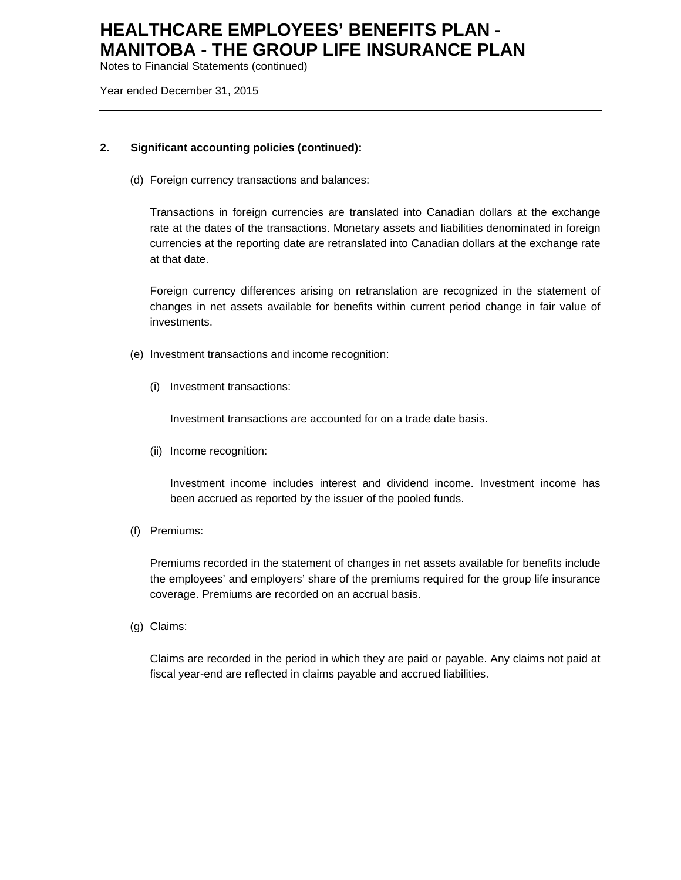## 2. Significant accounting policies (continued):

(d) Foreign currency transactions and balances:

Transactions in foreign currencies are translated into Canadian dollars at the exchange rate at the dates of the transactions. Monetary assets and liabilities denominated in foreign currencies at the reporting date are retranslated into Canadian dollars at the exchange rate at that date.

Foreign currency differences arising on retranslation are recognized in the statement of changes in net assets available for benefits within current period change in fair value of investments.

(e) Investment transactions and income recognition:

(i) Investment transactions:

Investment transactions are accounted for on a trade date basis.

(ii) Income recognition:

Investment income includes interest and dividend income. Investment income has been accrued as reported by the issuer of the pooled funds.

(f) Premiums:

Premiums recorded in the statement of changes in net assets available for benefits include the employees' and employers' share of the premiums required for the group life insurance coverage. Premiums are recorded on an accrual basis.

(g) Claims:

Claims are recorded in the period in which they are paid or payable. Any claims not paid at fiscal year-end are reflected in claims payable and accrued liabilities.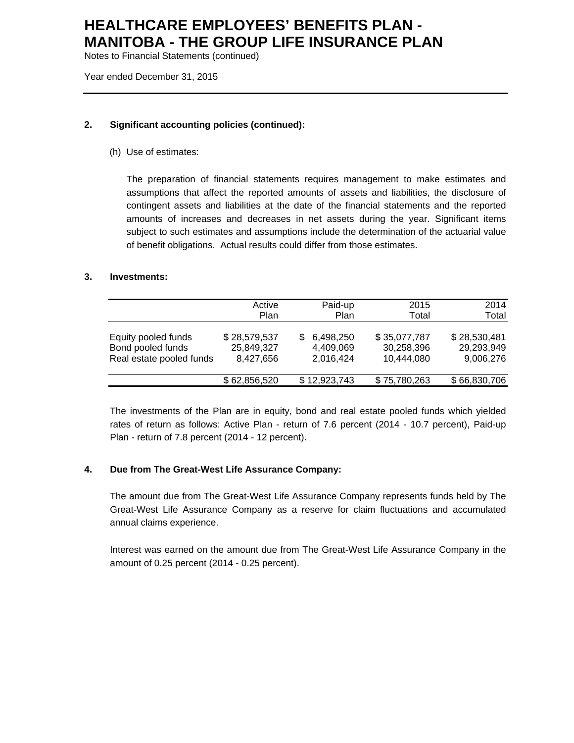## 2. Significant accounting policies (continued):

(h) Use of estimates:

The preparation of financial statements requires management to make estimates and assumptions that affect the reported amounts of assets and liabilities, the disclosure of contingent assets and liabilities at the date of the financial statements and the reported amounts of increases and decreases in net assets during the year. Significant items subject to such estimates and assumptions include the determination of the actuarial value of benefit obligations. Actual results could differ from those estimates.

## 3. Investments:

| | Active Plan | Paid-up Plan | 2015 Total | 2014 Total |
|---|---|---|---|---|
| Equity pooled funds | $ 28,579,537 | $ 6,498,250 | $ 35,077,787 | $ 28,530,481 |
| Bond pooled funds | 25,849,327 | 4,409,069 | 30,258,396 | 29,293,949 |
| Real estate pooled funds | 8,427,656 | 2,016,424 | 10,444,080 | 9,006,276 |
| | $ 62,856,520 | $ 12,923,743 | $ 75,780,263 | $ 66,830,706 |

The investments of the Plan are in equity, bond and real estate pooled funds which yielded rates of return as follows: Active Plan - return of 7.6 percent (2014 - 10.7 percent), Paid-up Plan - return of 7.8 percent (2014 - 12 percent).

## 4. Due from The Great-West Life Assurance Company:

The amount due from The Great-West Life Assurance Company represents funds held by The Great-West Life Assurance Company as a reserve for claim fluctuations and accumulated annual claims experience.

Interest was earned on the amount due from The Great-West Life Assurance Company in the amount of 0.25 percent (2014 - 0.25 percent).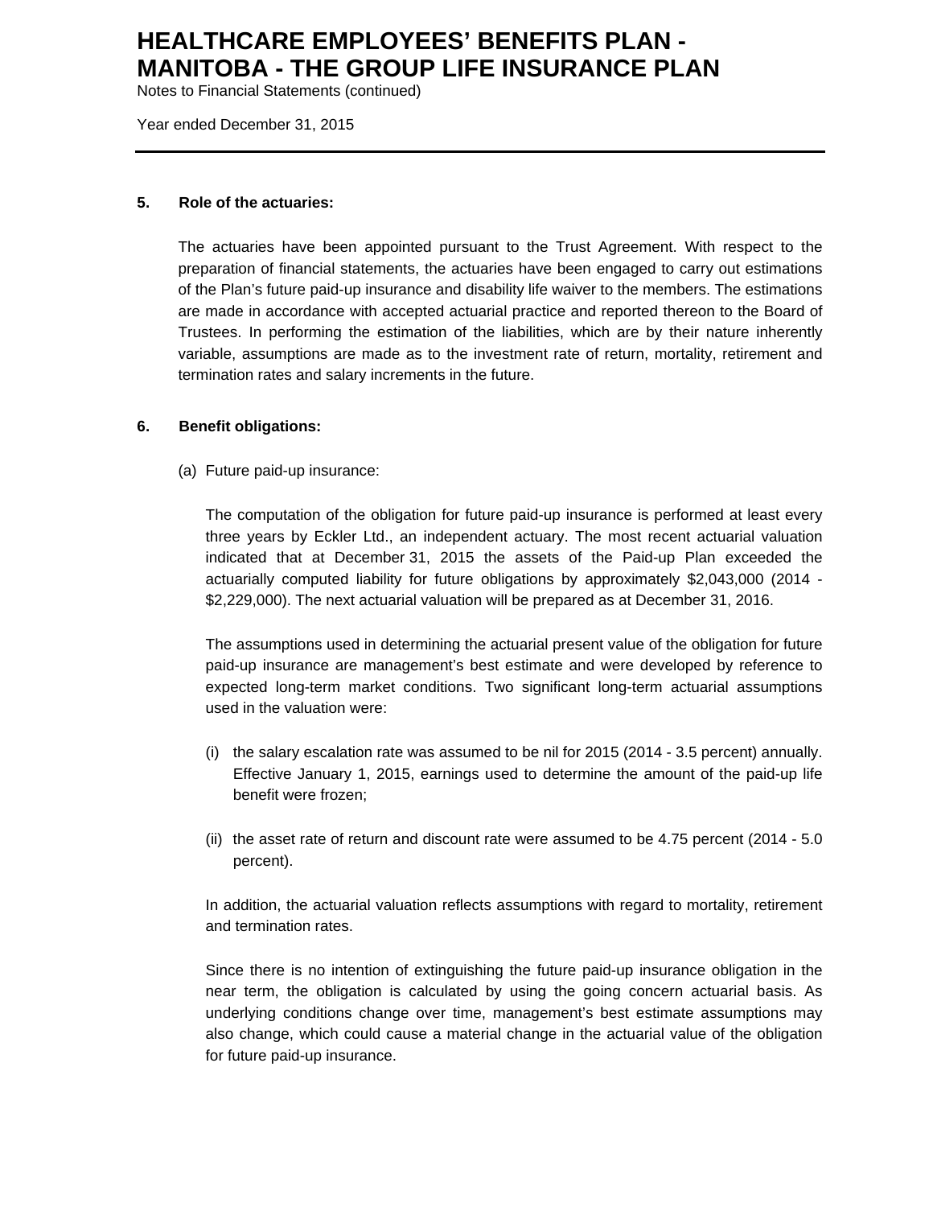## 5. Role of the actuaries:

The actuaries have been appointed pursuant to the Trust Agreement. With respect to the preparation of financial statements, the actuaries have been engaged to carry out estimations of the Plan's future paid-up insurance and disability life waiver to the members. The estimations are made in accordance with accepted actuarial practice and reported thereon to the Board of Trustees. In performing the estimation of the liabilities, which are by their nature inherently variable, assumptions are made as to the investment rate of return, mortality, retirement and termination rates and salary increments in the future.

## 6. Benefit obligations:

(a) Future paid-up insurance:

The computation of the obligation for future paid-up insurance is performed at least every three years by Eckler Ltd., an independent actuary. The most recent actuarial valuation indicated that at December 31, 2015 the assets of the Paid-up Plan exceeded the actuarially computed liability for future obligations by approximately $2,043,000 (2014 - $2,229,000). The next actuarial valuation will be prepared as at December 31, 2016.

The assumptions used in determining the actuarial present value of the obligation for future paid-up insurance are management's best estimate and were developed by reference to expected long-term market conditions. Two significant long-term actuarial assumptions used in the valuation were:

(i) the salary escalation rate was assumed to be nil for 2015 (2014 - 3.5 percent) annually. Effective January 1, 2015, earnings used to determine the amount of the paid-up life benefit were frozen;

(ii) the asset rate of return and discount rate were assumed to be 4.75 percent (2014 - 5.0 percent).

In addition, the actuarial valuation reflects assumptions with regard to mortality, retirement and termination rates.

Since there is no intention of extinguishing the future paid-up insurance obligation in the near term, the obligation is calculated by using the going concern actuarial basis. As underlying conditions change over time, management's best estimate assumptions may also change, which could cause a material change in the actuarial value of the obligation for future paid-up insurance.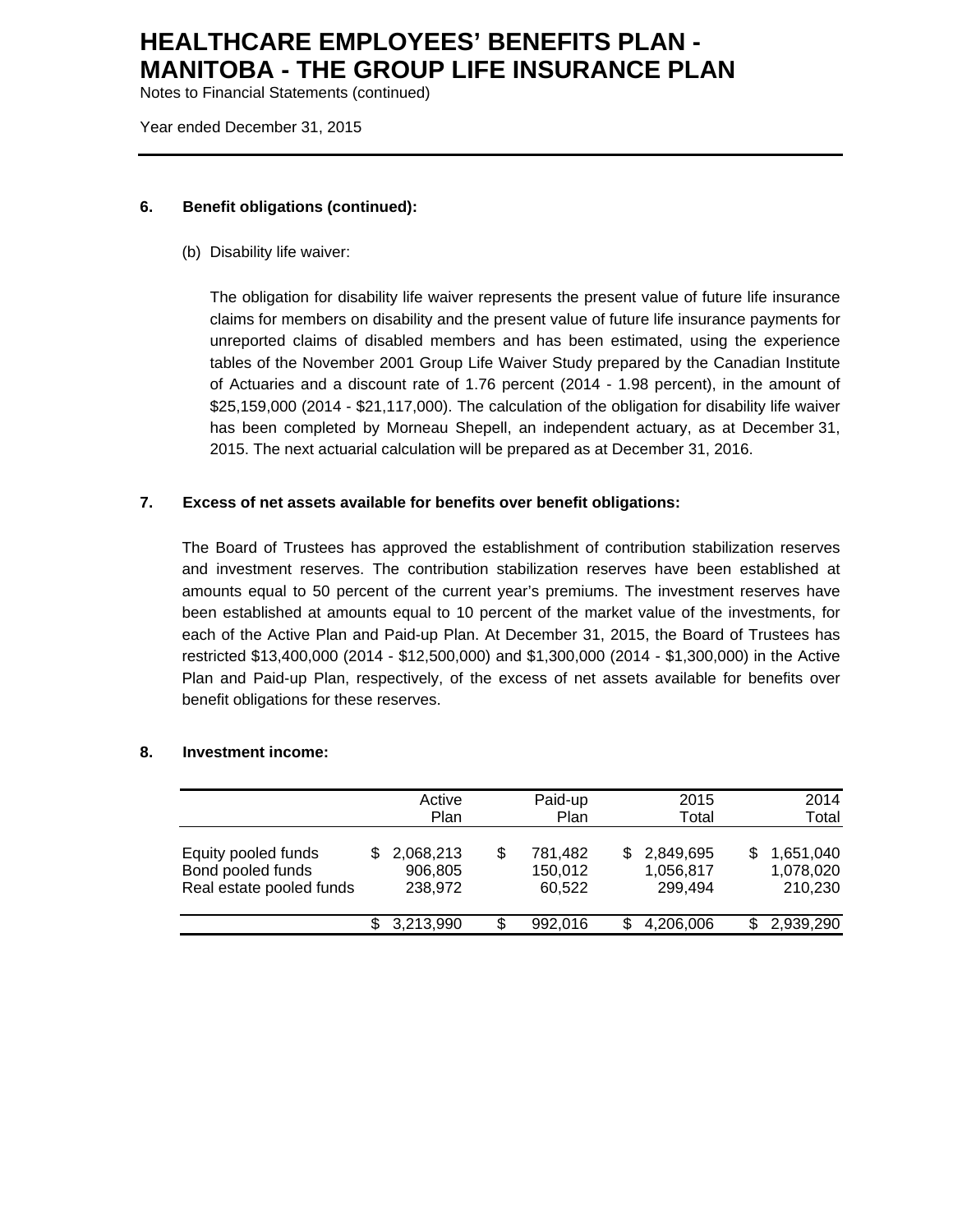## 6. Benefit obligations (continued):

(b) Disability life waiver:

The obligation for disability life waiver represents the present value of future life insurance claims for members on disability and the present value of future life insurance payments for unreported claims of disabled members and has been estimated, using the experience tables of the November 2001 Group Life Waiver Study prepared by the Canadian Institute of Actuaries and a discount rate of 1.76 percent (2014 - 1.98 percent), in the amount of $25,159,000 (2014 - $21,117,000). The calculation of the obligation for disability life waiver has been completed by Morneau Shepell, an independent actuary, as at December 31, 2015. The next actuarial calculation will be prepared as at December 31, 2016.

## 7. Excess of net assets available for benefits over benefit obligations:

The Board of Trustees has approved the establishment of contribution stabilization reserves and investment reserves. The contribution stabilization reserves have been established at amounts equal to 50 percent of the current year's premiums. The investment reserves have been established at amounts equal to 10 percent of the market value of the investments, for each of the Active Plan and Paid-up Plan. At December 31, 2015, the Board of Trustees has restricted $13,400,000 (2014 - $12,500,000) and $1,300,000 (2014 - $1,300,000) in the Active Plan and Paid-up Plan, respectively, of the excess of net assets available for benefits over benefit obligations for these reserves.

## 8. Investment income:

| | Active Plan | Paid-up Plan | 2015 Total | 2014 Total |
|---|---|---|---|---|
| Equity pooled funds | $ 2,068,213 | $ 781,482 | $ 2,849,695 | $ 1,651,040 |
| Bond pooled funds | 906,805 | 150,012 | 1,056,817 | 1,078,020 |
| Real estate pooled funds | 238,972 | 60,522 | 299,494 | 210,230 |
| | $ 3,213,990 | $ 992,016 | $ 4,206,006 | $ 2,939,290 |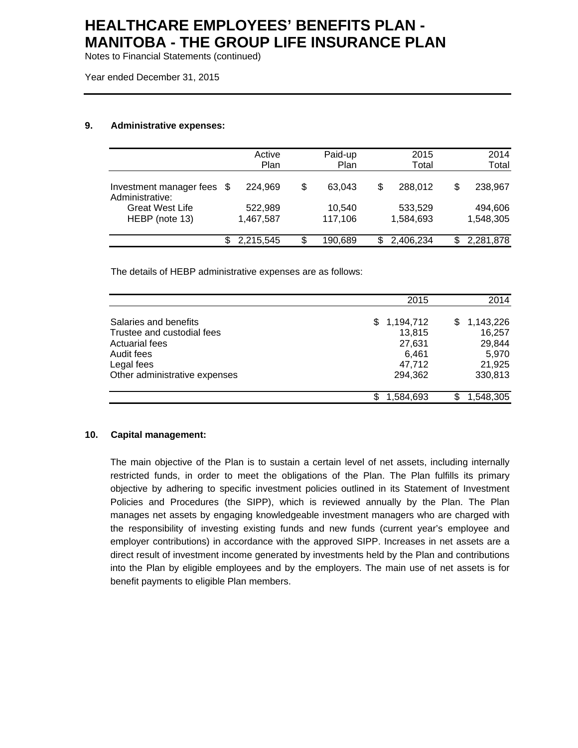# HEALTHCARE EMPLOYEES' BENEFITS PLAN - MANITOBA - THE GROUP LIFE INSURANCE PLAN

Notes to Financial Statements (continued)

Year ended December 31, 2015

## 9. Administrative expenses:

| | Active Plan | Paid-up Plan | 2015 Total | 2014 Total |
|---|---|---|---|---|
| Investment manager fees | $ 224,969 | $ 63,043 | $ 288,012 | $ 238,967 |
| Administrative: | | | | |
| Great West Life | 522,989 | 10,540 | 533,529 | 494,606 |
| HEBP (note 13) | 1,467,587 | 117,106 | 1,584,693 | 1,548,305 |
| | $ 2,215,545 | $ 190,689 | $ 2,406,234 | $ 2,281,878 |

The details of HEBP administrative expenses are as follows:

| | 2015 | 2014 |
|---|---|---|
| Salaries and benefits | $ 1,194,712 | $ 1,143,226 |
| Trustee and custodial fees | 13,815 | 16,257 |
| Actuarial fees | 27,631 | 29,844 |
| Audit fees | 6,461 | 5,970 |
| Legal fees | 47,712 | 21,925 |
| Other administrative expenses | 294,362 | 330,813 |
| | $ 1,584,693 | $ 1,548,305 |

## 10. Capital management:

The main objective of the Plan is to sustain a certain level of net assets, including internally restricted funds, in order to meet the obligations of the Plan. The Plan fulfills its primary objective by adhering to specific investment policies outlined in its Statement of Investment Policies and Procedures (the SIPP), which is reviewed annually by the Plan. The Plan manages net assets by engaging knowledgeable investment managers who are charged with the responsibility of investing existing funds and new funds (current year's employee and employer contributions) in accordance with the approved SIPP. Increases in net assets are a direct result of investment income generated by investments held by the Plan and contributions into the Plan by eligible employees and by the employers. The main use of net assets is for benefit payments to eligible Plan members.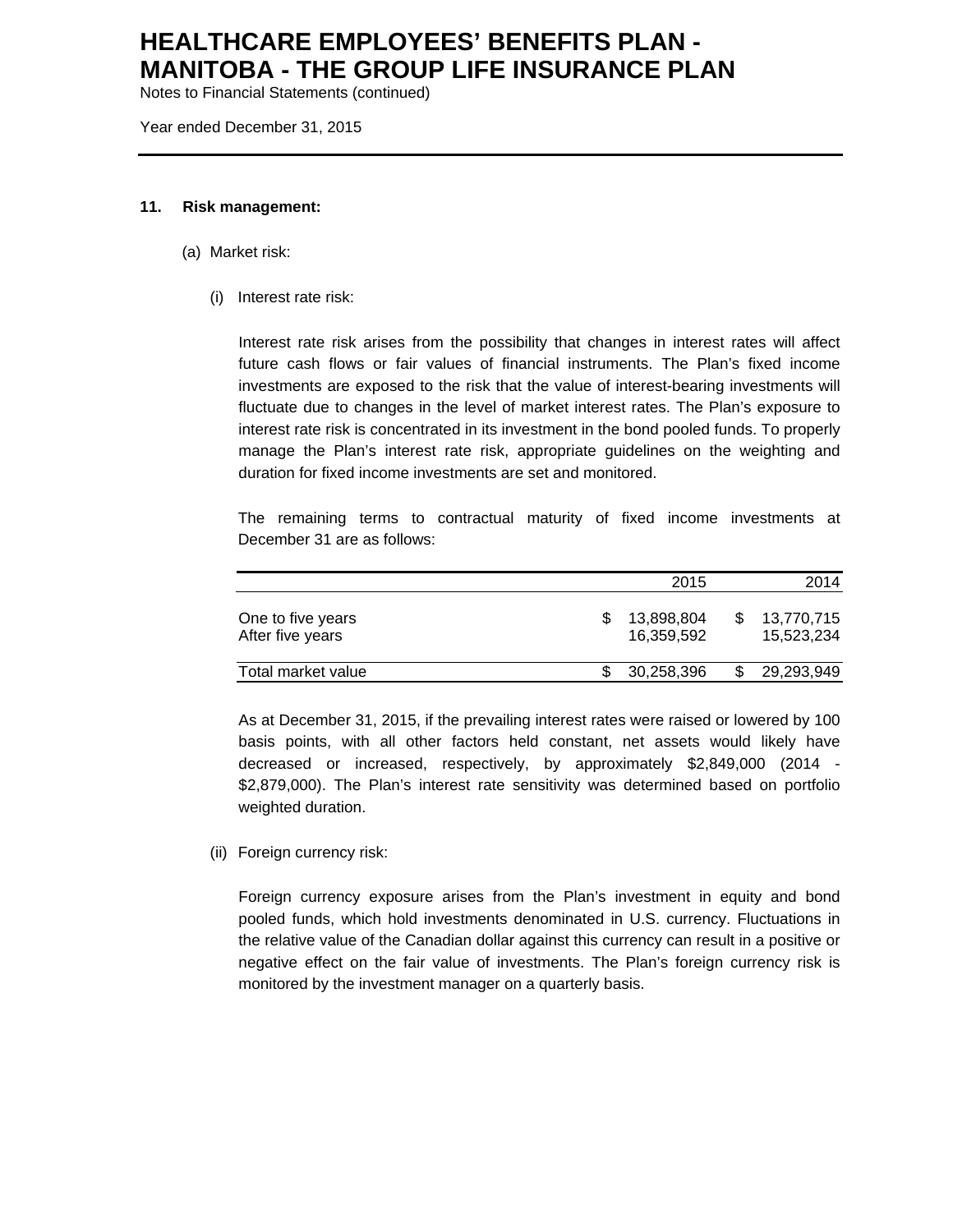### 11. Risk management:

(a) Market risk:

(i) Interest rate risk:

Interest rate risk arises from the possibility that changes in interest rates will affect future cash flows or fair values of financial instruments. The Plan's fixed income investments are exposed to the risk that the value of interest-bearing investments will fluctuate due to changes in the level of market interest rates. The Plan's exposure to interest rate risk is concentrated in its investment in the bond pooled funds. To properly manage the Plan's interest rate risk, appropriate guidelines on the weighting and duration for fixed income investments are set and monitored.

The remaining terms to contractual maturity of fixed income investments at December 31 are as follows:

| | 2015 | 2014 |
|---|---|---|
| One to five years | $ 13,898,804 | $ 13,770,715 |
| After five years | 16,359,592 | 15,523,234 |
| Total market value | $ 30,258,396 | $ 29,293,949 |

As at December 31, 2015, if the prevailing interest rates were raised or lowered by 100 basis points, with all other factors held constant, net assets would likely have decreased or increased, respectively, by approximately $2,849,000 (2014 - $2,879,000). The Plan's interest rate sensitivity was determined based on portfolio weighted duration.

(ii) Foreign currency risk:

Foreign currency exposure arises from the Plan's investment in equity and bond pooled funds, which hold investments denominated in U.S. currency. Fluctuations in the relative value of the Canadian dollar against this currency can result in a positive or negative effect on the fair value of investments. The Plan's foreign currency risk is monitored by the investment manager on a quarterly basis.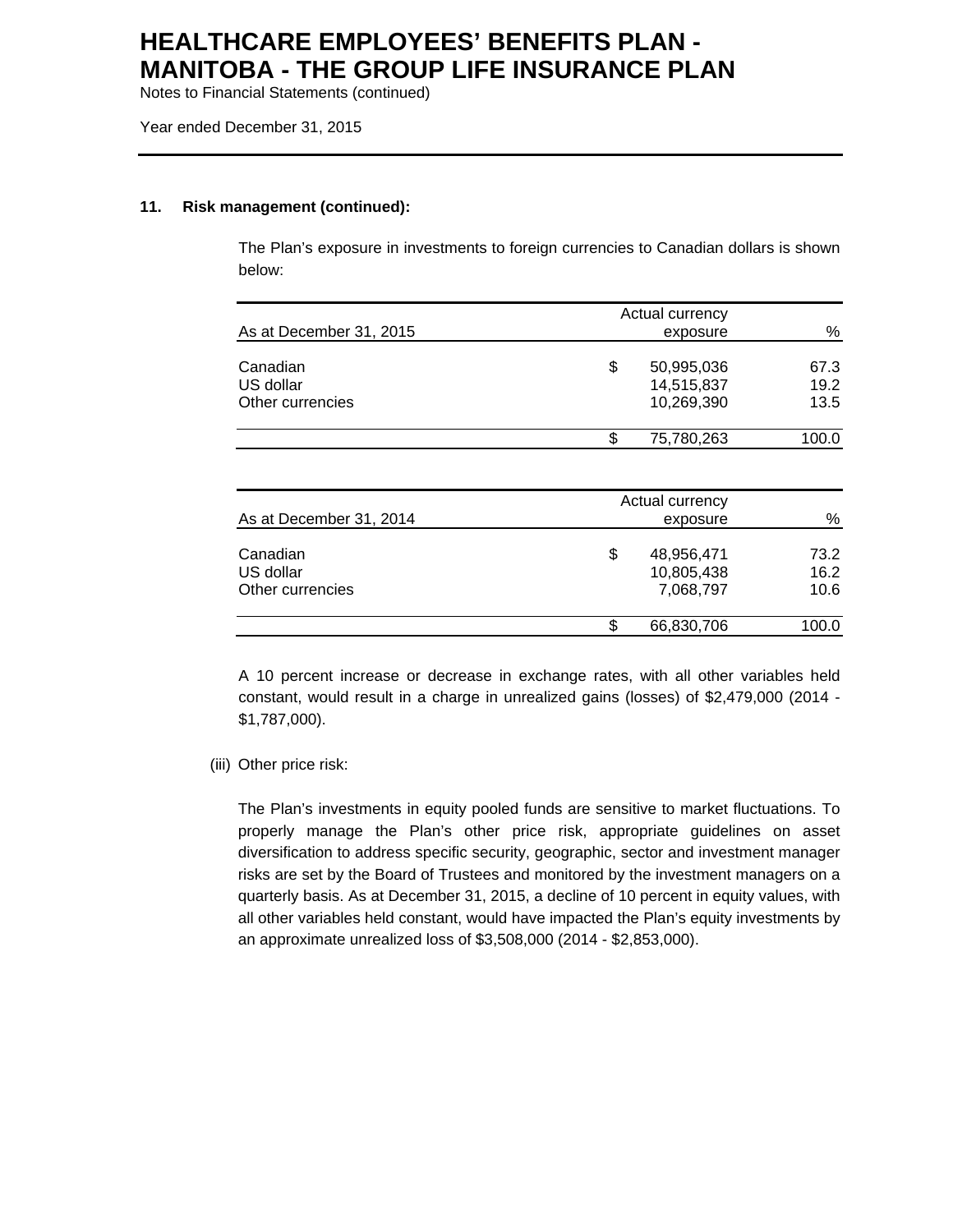# HEALTHCARE EMPLOYEES' BENEFITS PLAN - MANITOBA - THE GROUP LIFE INSURANCE PLAN

Notes to Financial Statements (continued)

Year ended December 31, 2015

**11. Risk management (continued):**

The Plan's exposure in investments to foreign currencies to Canadian dollars is shown below:

| As at December 31, 2015 | Actual currency exposure | % |
|---|---|---|
| Canadian | $ 50,995,036 | 67.3 |
| US dollar | 14,515,837 | 19.2 |
| Other currencies | 10,269,390 | 13.5 |
| | $ 75,780,263 | 100.0 |

| As at December 31, 2014 | Actual currency exposure | % |
|---|---|---|
| Canadian | $ 48,956,471 | 73.2 |
| US dollar | 10,805,438 | 16.2 |
| Other currencies | 7,068,797 | 10.6 |
| | $ 66,830,706 | 100.0 |

A 10 percent increase or decrease in exchange rates, with all other variables held constant, would result in a charge in unrealized gains (losses) of $2,479,000 (2014 - $1,787,000).

(iii) Other price risk:

The Plan's investments in equity pooled funds are sensitive to market fluctuations. To properly manage the Plan's other price risk, appropriate guidelines on asset diversification to address specific security, geographic, sector and investment manager risks are set by the Board of Trustees and monitored by the investment managers on a quarterly basis. As at December 31, 2015, a decline of 10 percent in equity values, with all other variables held constant, would have impacted the Plan's equity investments by an approximate unrealized loss of $3,508,000 (2014 - $2,853,000).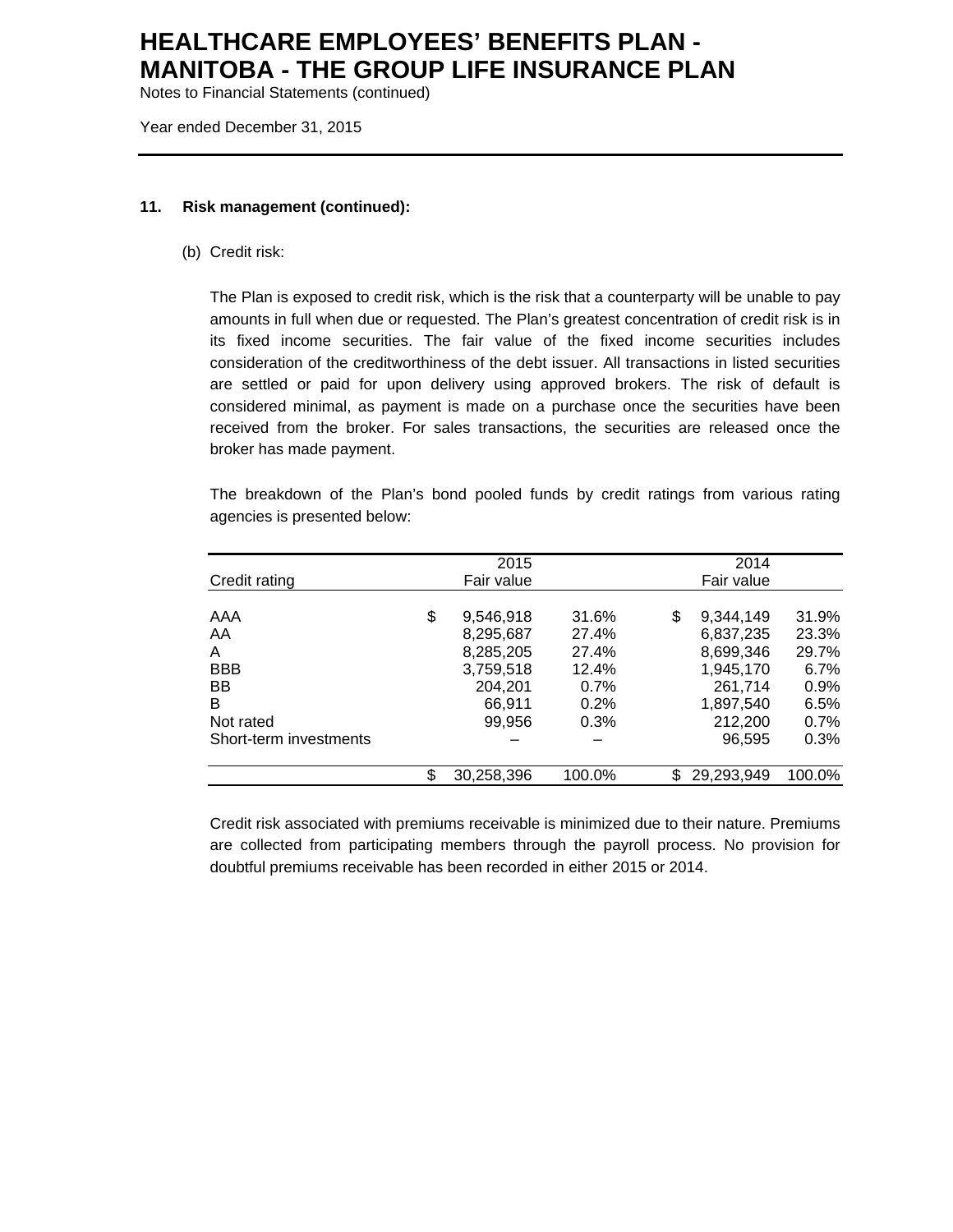## 11. Risk management (continued):

(b) Credit risk:

The Plan is exposed to credit risk, which is the risk that a counterparty will be unable to pay amounts in full when due or requested. The Plan's greatest concentration of credit risk is in its fixed income securities. The fair value of the fixed income securities includes consideration of the creditworthiness of the debt issuer. All transactions in listed securities are settled or paid for upon delivery using approved brokers. The risk of default is considered minimal, as payment is made on a purchase once the securities have been received from the broker. For sales transactions, the securities are released once the broker has made payment.

The breakdown of the Plan's bond pooled funds by credit ratings from various rating agencies is presented below:

| Credit rating | 2015 Fair value | | 2014 Fair value | |
|---|---|---|---|---|
| AAA | $ 9,546,918 | 31.6% | $ 9,344,149 | 31.9% |
| AA | 8,295,687 | 27.4% | 6,837,235 | 23.3% |
| A | 8,285,205 | 27.4% | 8,699,346 | 29.7% |
| BBB | 3,759,518 | 12.4% | 1,945,170 | 6.7% |
| BB | 204,201 | 0.7% | 261,714 | 0.9% |
| B | 66,911 | 0.2% | 1,897,540 | 6.5% |
| Not rated | 99,956 | 0.3% | 212,200 | 0.7% |
| Short-term investments | – | – | 96,595 | 0.3% |
| | $ 30,258,396 | 100.0% | $ 29,293,949 | 100.0% |

Credit risk associated with premiums receivable is minimized due to their nature. Premiums are collected from participating members through the payroll process. No provision for doubtful premiums receivable has been recorded in either 2015 or 2014.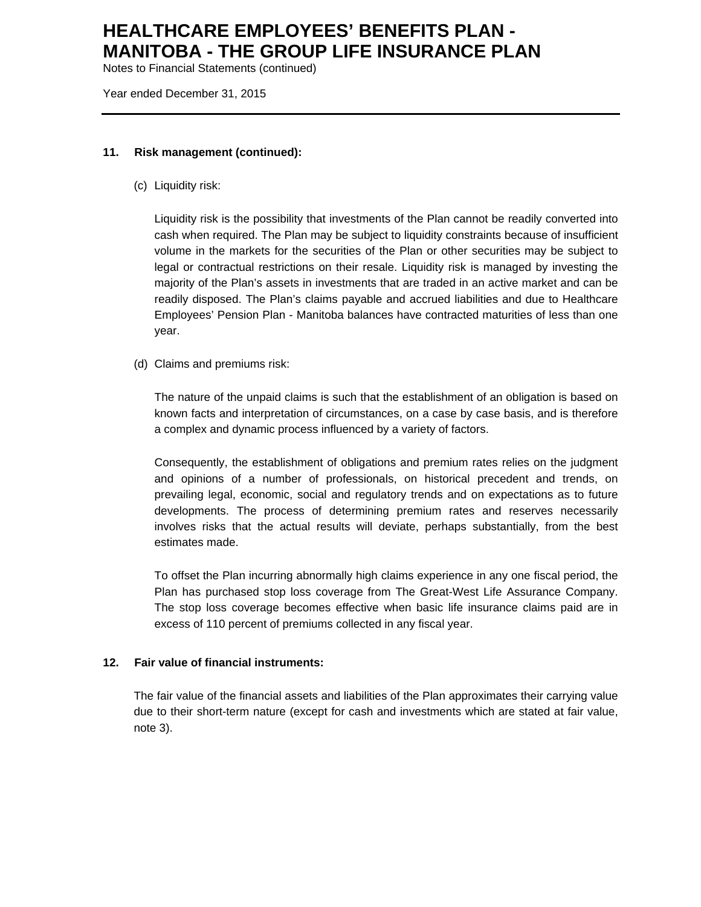## 11. Risk management (continued):

(c) Liquidity risk:

Liquidity risk is the possibility that investments of the Plan cannot be readily converted into cash when required. The Plan may be subject to liquidity constraints because of insufficient volume in the markets for the securities of the Plan or other securities may be subject to legal or contractual restrictions on their resale. Liquidity risk is managed by investing the majority of the Plan's assets in investments that are traded in an active market and can be readily disposed. The Plan's claims payable and accrued liabilities and due to Healthcare Employees' Pension Plan - Manitoba balances have contracted maturities of less than one year.

(d) Claims and premiums risk:

The nature of the unpaid claims is such that the establishment of an obligation is based on known facts and interpretation of circumstances, on a case by case basis, and is therefore a complex and dynamic process influenced by a variety of factors.

Consequently, the establishment of obligations and premium rates relies on the judgment and opinions of a number of professionals, on historical precedent and trends, on prevailing legal, economic, social and regulatory trends and on expectations as to future developments. The process of determining premium rates and reserves necessarily involves risks that the actual results will deviate, perhaps substantially, from the best estimates made.

To offset the Plan incurring abnormally high claims experience in any one fiscal period, the Plan has purchased stop loss coverage from The Great-West Life Assurance Company. The stop loss coverage becomes effective when basic life insurance claims paid are in excess of 110 percent of premiums collected in any fiscal year.

## 12. Fair value of financial instruments:

The fair value of the financial assets and liabilities of the Plan approximates their carrying value due to their short-term nature (except for cash and investments which are stated at fair value, note 3).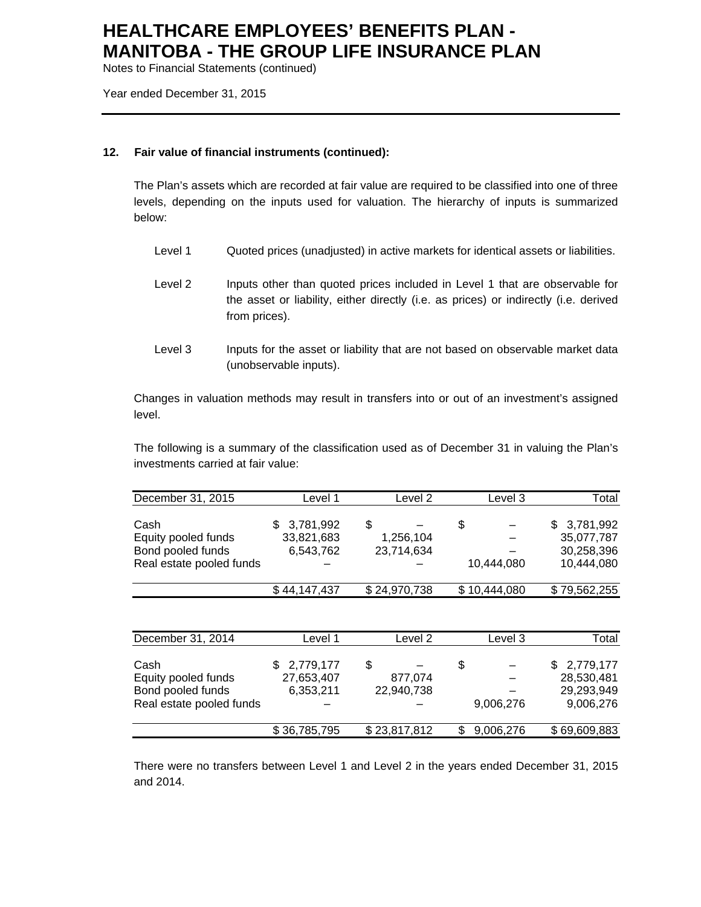## 12. Fair value of financial instruments (continued):

The Plan's assets which are recorded at fair value are required to be classified into one of three levels, depending on the inputs used for valuation. The hierarchy of inputs is summarized below:

- Level 1 — Quoted prices (unadjusted) in active markets for identical assets or liabilities.
- Level 2 — Inputs other than quoted prices included in Level 1 that are observable for the asset or liability, either directly (i.e. as prices) or indirectly (i.e. derived from prices).
- Level 3 — Inputs for the asset or liability that are not based on observable market data (unobservable inputs).

Changes in valuation methods may result in transfers into or out of an investment's assigned level.

The following is a summary of the classification used as of December 31 in valuing the Plan's investments carried at fair value:

| December 31, 2015 | Level 1 | Level 2 | Level 3 | Total |
|---|---|---|---|---|
| Cash | $ 3,781,992 | $ – | $ – | $ 3,781,992 |
| Equity pooled funds | 33,821,683 | 1,256,104 | – | 35,077,787 |
| Bond pooled funds | 6,543,762 | 23,714,634 | – | 30,258,396 |
| Real estate pooled funds | – | – | 10,444,080 | 10,444,080 |
| | $ 44,147,437 | $ 24,970,738 | $ 10,444,080 | $ 79,562,255 |

| December 31, 2014 | Level 1 | Level 2 | Level 3 | Total |
|---|---|---|---|---|
| Cash | $ 2,779,177 | $ – | $ – | $ 2,779,177 |
| Equity pooled funds | 27,653,407 | 877,074 | – | 28,530,481 |
| Bond pooled funds | 6,353,211 | 22,940,738 | – | 29,293,949 |
| Real estate pooled funds | – | – | 9,006,276 | 9,006,276 |
| | $ 36,785,795 | $ 23,817,812 | $ 9,006,276 | $ 69,609,883 |

There were no transfers between Level 1 and Level 2 in the years ended December 31, 2015 and 2014.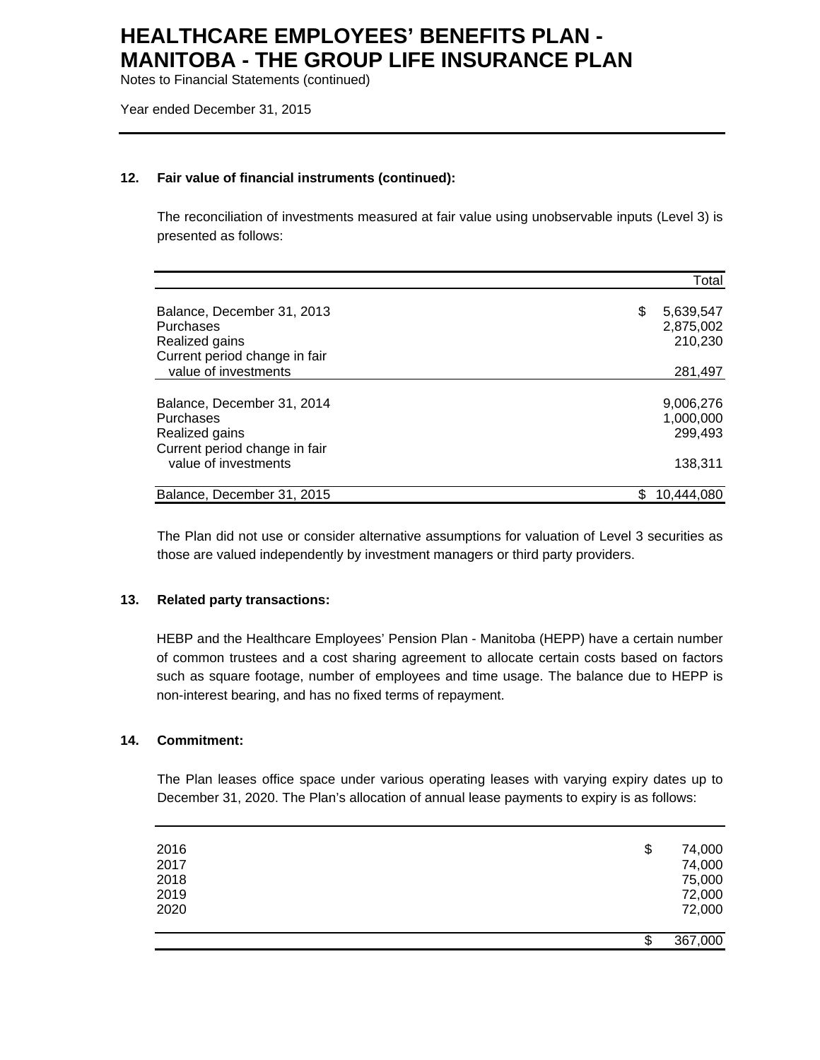# HEALTHCARE EMPLOYEES' BENEFITS PLAN - MANITOBA - THE GROUP LIFE INSURANCE PLAN

Notes to Financial Statements (continued)

Year ended December 31, 2015

## 12. Fair value of financial instruments (continued):

The reconciliation of investments measured at fair value using unobservable inputs (Level 3) is presented as follows:

| | Total |
|---|---|
| Balance, December 31, 2013 | $ 5,639,547 |
| Purchases | 2,875,002 |
| Realized gains | 210,230 |
| Current period change in fair value of investments | 281,497 |
| Balance, December 31, 2014 | 9,006,276 |
| Purchases | 1,000,000 |
| Realized gains | 299,493 |
| Current period change in fair value of investments | 138,311 |
| Balance, December 31, 2015 | $ 10,444,080 |

The Plan did not use or consider alternative assumptions for valuation of Level 3 securities as those are valued independently by investment managers or third party providers.

## 13. Related party transactions:

HEBP and the Healthcare Employees' Pension Plan - Manitoba (HEPP) have a certain number of common trustees and a cost sharing agreement to allocate certain costs based on factors such as square footage, number of employees and time usage. The balance due to HEPP is non-interest bearing, and has no fixed terms of repayment.

## 14. Commitment:

The Plan leases office space under various operating leases with varying expiry dates up to December 31, 2020. The Plan's allocation of annual lease payments to expiry is as follows:

| | |
|---|---|
| 2016 | $ 74,000 |
| 2017 | 74,000 |
| 2018 | 75,000 |
| 2019 | 72,000 |
| 2020 | 72,000 |
| | $ 367,000 |